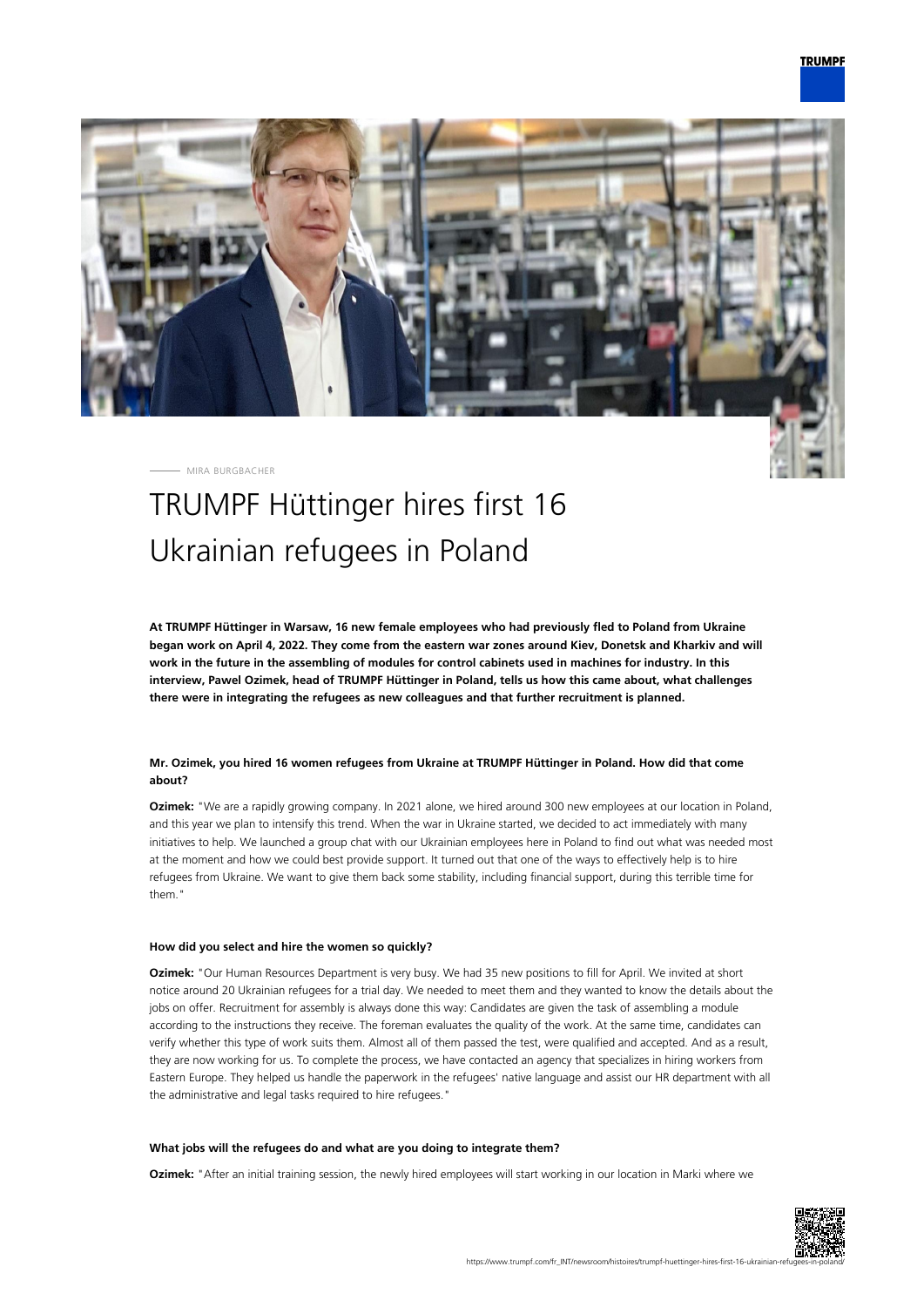MIRA BURGBACHER

# TRUMPF Hüttinger hires first 16 Ukrainian refugees in Poland

**At TRUMPF Hüttinger in Warsaw, 16 new female employees who had previously fled to Poland from Ukraine began work on April 4, 2022. They come from the eastern war zones around Kiev, Donetsk and Kharkiv and will work in the future in the assembling of modules for control cabinets used in machines for industry. In this interview, Pawel Ozimek, head of TRUMPF Hüttinger in Poland, tells us how this came about, what challenges there were in integrating the refugees as new colleagues and that further recruitment is planned.**

### Mr. Ozimek, you hired 16 women refugees from Ukraine at TRUMPF Hüttinger in Poland. How did that come about?

**Ozimek:** "We are a rapidly growing company. In 2021 alone, we hired around 300 new employees at our location in Poland, and this year we plan to intensify this trend. When the war in Ukraine started, we decided to act immediately with many initiatives to help. We launched a group chat with our Ukrainian employees here in Poland to find out what was needed most at the moment and how we could best provide support. It turned out that one of the ways to effectively help is to hire refugees from Ukraine. We want to give them back some stability, including financial support, during this terrible time for them."

#### How did you select and hire the women so quickly?

**Ozimek:** "Our Human Resources Department is very busy. We had 35 new positions to fill for April. We invited at short notice around 20 Ukrainian refugees for a trial day. We needed to meet them and they wanted to know the details about the jobs on offer. Recruitment for assembly is always done this way: Candidates are given the task of assembling a module according to the instructions they receive. The foreman evaluates the quality of the work. At the same time, candidates can verify whether this type of work suits them. Almost all of them passed the test, were qualified and accepted. And as a result, they are now working for us. To complete the process, we have contacted an agency that specializes in hiring workers from Eastern Europe. They helped us handle the paperwork in the refugees' native language and assist our HR department with all the administrative and legal tasks required to hire refugees."

#### What jobs will the refugees do and what are you doing to integrate them?

**Ozimek:** "After an initial training session, the newly hired employees will start working in our location in Marki where we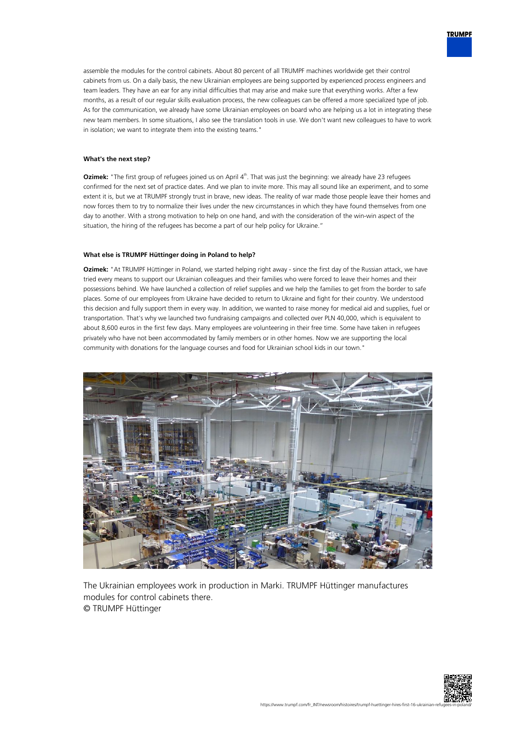assemble the modules for the control cabinets. About 80 percent of all TRUMPF machines worldwide get their control cabinets from us. On a daily basis, the new Ukrainian employees are being supported by experienced process engineers and team leaders. They have an ear for any initial difficulties that may arise and make sure that everything works. After a few months, as a result of our regular skills evaluation process, the new colleagues can be offered a more specialized type of job. As for the communication, we already have some Ukrainian employees on board who are helping us a lot in integrating these new team members. In some situations, I also see the translation tools in use. We don't want new colleagues to have to work in isolation; we want to integrate them into the existing teams."

#### What's the next step?

**Ozimek:** "The first group of refugees joined us on April 4th. That was just the beginning: we already have 23 refugees confirmed for the next set of practice dates. And we plan to invite more. This may all sound like an experiment, and to some extent it is, but we at TRUMPF strongly trust in brave, new ideas. The reality of war made those people leave their homes and now forces them to try to normalize their lives under the new circumstances in which they have found themselves from one day to another. With a strong motivation to help on one hand, and with the consideration of the win-win aspect of the situation, the hiring of the refugees has become a part of our help policy for Ukraine."

#### What else is TRUMPF Hüttinger doing in Poland to help?

**Ozimek:** "At TRUMPF Hüttinger in Poland, we started helping right away - since the first day of the Russian attack, we have tried every means to support our Ukrainian colleagues and their families who were forced to leave their homes and their possessions behind. We have launched a collection of relief supplies and we help the families to get from the border to safe places. Some of our employees from Ukraine have decided to return to Ukraine and fight for their country. We understood this decision and fully support them in every way. In addition, we wanted to raise money for medical aid and supplies, fuel or transportation. That's why we launched two fundraising campaigns and collected over PLN 40,000, which is equivalent to about 8,600 euros in the first few days. Many employees are volunteering in their free time. Some have taken in refugees privately who have not been accommodated by family members or in other homes. Now we are supporting the local community with donations for the language courses and food for Ukrainian school kids in our town."

The Ukrainian employees work in production in Marki. TRUMPF Hüttinger manufactures modules for control cabinets there.
© TRUMPF Hüttinger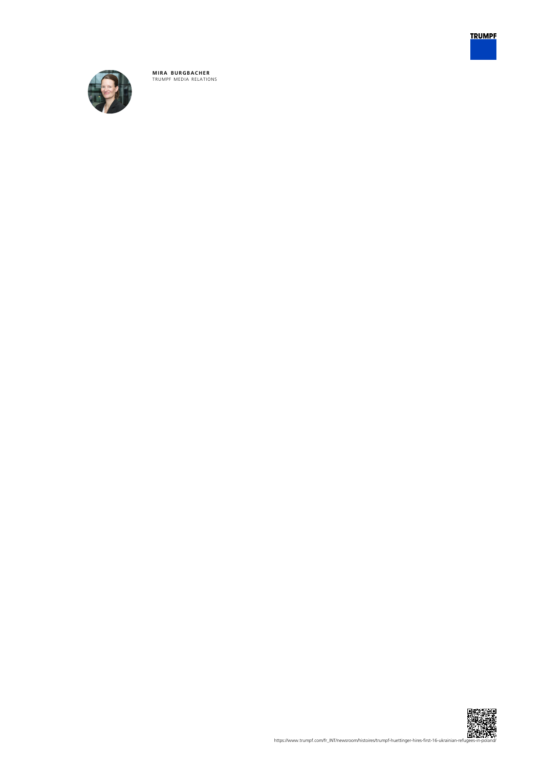**MIRA BURGBACHER**
TRUMPF MEDIA RELATIONS

https://www.trumpf.com/fr_INT/newsroom/histoires/trumpf-huettinger-hires-first-16-ukrainian-refugees-in-poland/